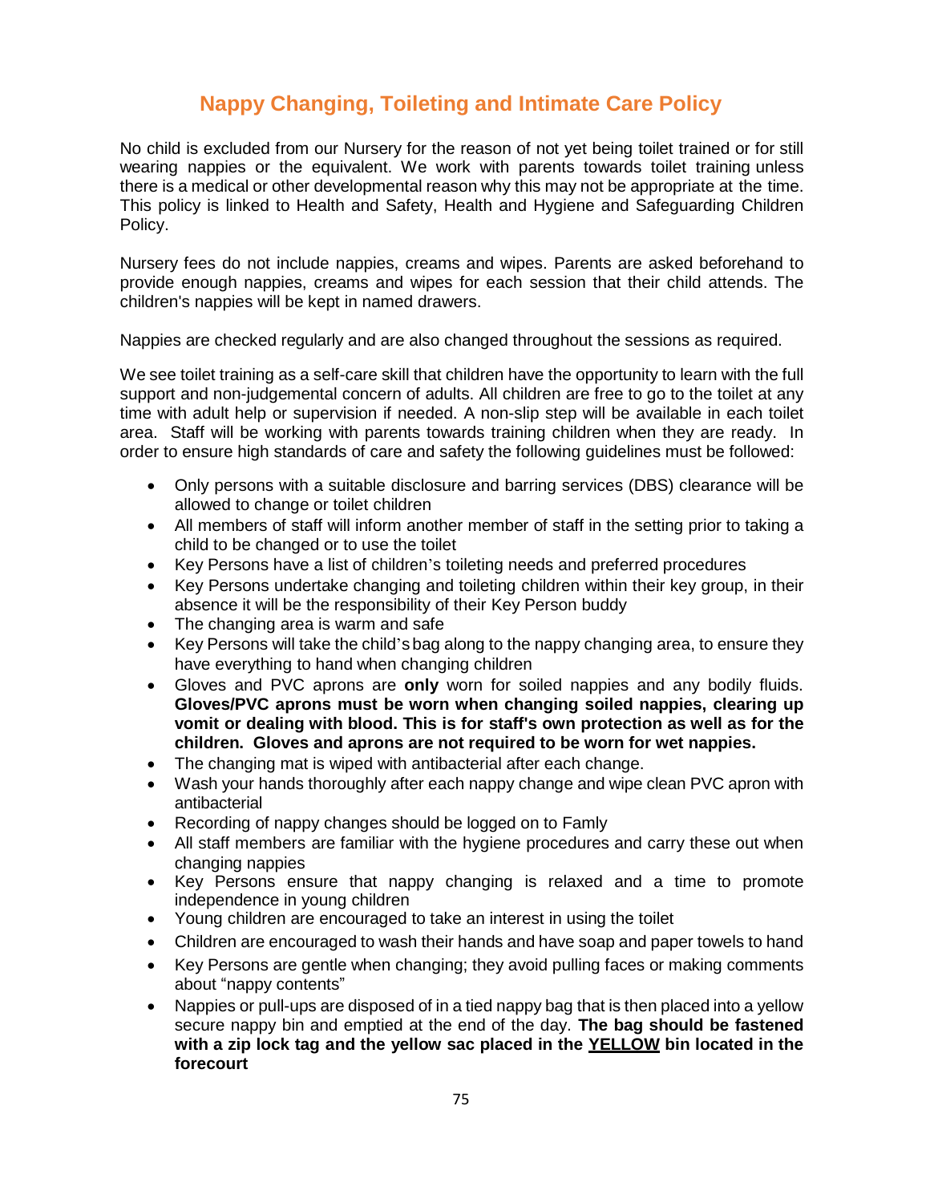# Nappy Changing, Toileting and Intimate Care Policy

No child is excluded from our Nursery for the reason of not yet being toilet trained or for still wearing nappies or the equivalent. We work with parents towards toilet training unless there is a medical or other developmental reason why this may not be appropriate at the time. This policy is linked to Health and Safety, Health and Hygiene and Safeguarding Children Policy.

Nursery fees do not include nappies, creams and wipes. Parents are asked beforehand to provide enough nappies, creams and wipes for each session that their child attends. The children's nappies will be kept in named drawers.

Nappies are checked regularly and are also changed throughout the sessions as required.

We see toilet training as a self-care skill that children have the opportunity to learn with the full support and non-judgemental concern of adults. All children are free to go to the toilet at any time with adult help or supervision if needed. A non-slip step will be available in each toilet area. Staff will be working with parents towards training children when they are ready. In order to ensure high standards of care and safety the following guidelines must be followed:

- Only persons with a suitable disclosure and barring services (DBS) clearance will be allowed to change or toilet children
- All members of staff will inform another member of staff in the setting prior to taking a child to be changed or to use the toilet
- Key Persons have a list of children's toileting needs and preferred procedures
- Key Persons undertake changing and toileting children within their key group, in their absence it will be the responsibility of their Key Person buddy
- The changing area is warm and safe
- Key Persons will take the child's bag along to the nappy changing area, to ensure they have everything to hand when changing children
- Gloves and PVC aprons are **only** worn for soiled nappies and any bodily fluids. **Gloves/PVC aprons must be worn when changing soiled nappies, clearing up vomit or dealing with blood. This is for staff's own protection as well as for the children. Gloves and aprons are not required to be worn for wet nappies.**
- The changing mat is wiped with antibacterial after each change.
- Wash your hands thoroughly after each nappy change and wipe clean PVC apron with antibacterial
- Recording of nappy changes should be logged on to Famly
- All staff members are familiar with the hygiene procedures and carry these out when changing nappies
- Key Persons ensure that nappy changing is relaxed and a time to promote independence in young children
- Young children are encouraged to take an interest in using the toilet
- Children are encouraged to wash their hands and have soap and paper towels to hand
- Key Persons are gentle when changing; they avoid pulling faces or making comments about "nappy contents"
- Nappies or pull-ups are disposed of in a tied nappy bag that is then placed into a yellow secure nappy bin and emptied at the end of the day. **The bag should be fastened with a zip lock tag and the yellow sac placed in the <u>YELLOW</u> bin located in the forecourt**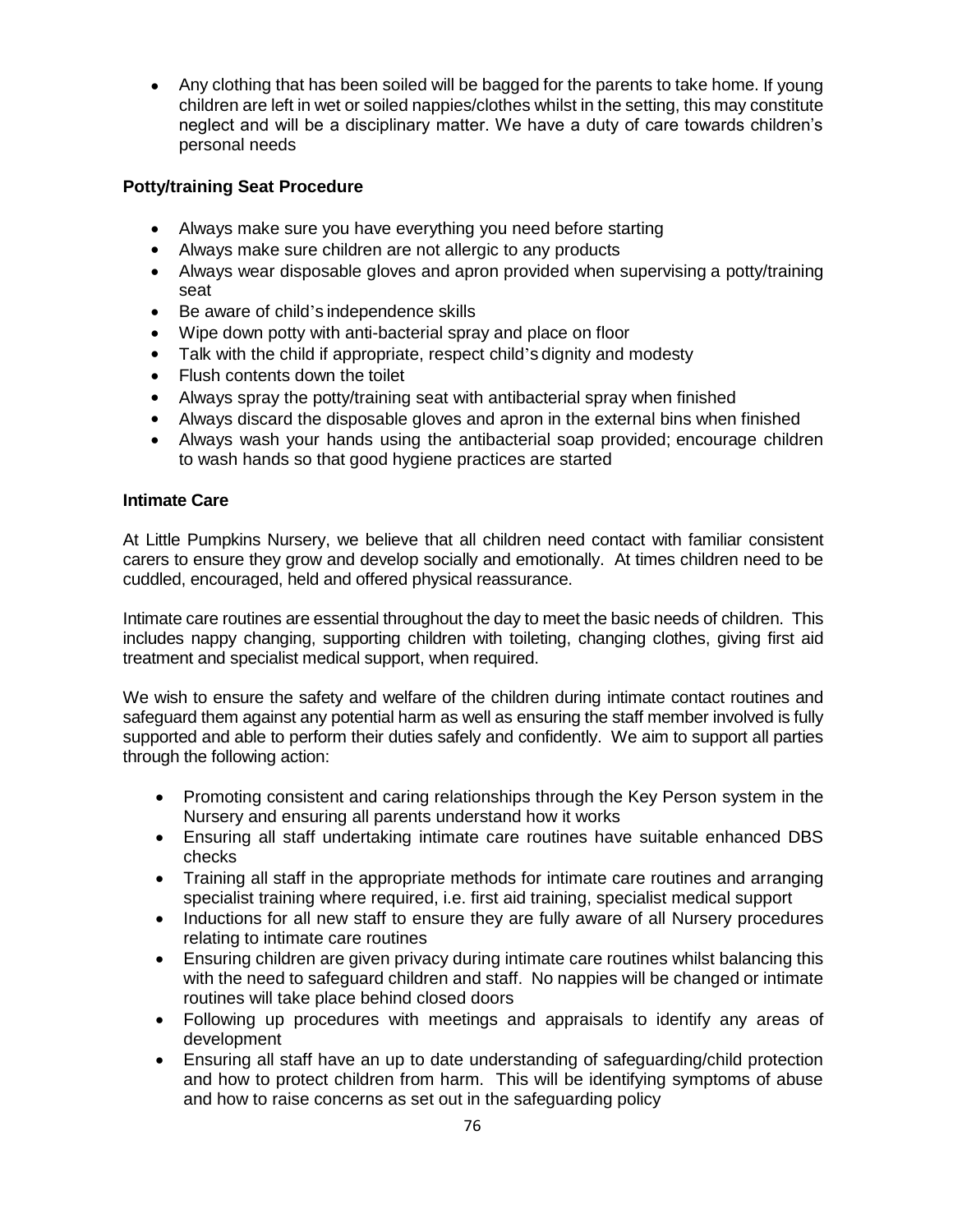- Any clothing that has been soiled will be bagged for the parents to take home. If young children are left in wet or soiled nappies/clothes whilst in the setting, this may constitute neglect and will be a disciplinary matter. We have a duty of care towards children's personal needs

### Potty/training Seat Procedure

- Always make sure you have everything you need before starting
- Always make sure children are not allergic to any products
- Always wear disposable gloves and apron provided when supervising a potty/training seat
- Be aware of child's independence skills
- Wipe down potty with anti-bacterial spray and place on floor
- Talk with the child if appropriate, respect child's dignity and modesty
- Flush contents down the toilet
- Always spray the potty/training seat with antibacterial spray when finished
- Always discard the disposable gloves and apron in the external bins when finished
- Always wash your hands using the antibacterial soap provided; encourage children to wash hands so that good hygiene practices are started

### Intimate Care

At Little Pumpkins Nursery, we believe that all children need contact with familiar consistent carers to ensure they grow and develop socially and emotionally. At times children need to be cuddled, encouraged, held and offered physical reassurance.

Intimate care routines are essential throughout the day to meet the basic needs of children. This includes nappy changing, supporting children with toileting, changing clothes, giving first aid treatment and specialist medical support, when required.

We wish to ensure the safety and welfare of the children during intimate contact routines and safeguard them against any potential harm as well as ensuring the staff member involved is fully supported and able to perform their duties safely and confidently. We aim to support all parties through the following action:

- Promoting consistent and caring relationships through the Key Person system in the Nursery and ensuring all parents understand how it works
- Ensuring all staff undertaking intimate care routines have suitable enhanced DBS checks
- Training all staff in the appropriate methods for intimate care routines and arranging specialist training where required, i.e. first aid training, specialist medical support
- Inductions for all new staff to ensure they are fully aware of all Nursery procedures relating to intimate care routines
- Ensuring children are given privacy during intimate care routines whilst balancing this with the need to safeguard children and staff. No nappies will be changed or intimate routines will take place behind closed doors
- Following up procedures with meetings and appraisals to identify any areas of development
- Ensuring all staff have an up to date understanding of safeguarding/child protection and how to protect children from harm. This will be identifying symptoms of abuse and how to raise concerns as set out in the safeguarding policy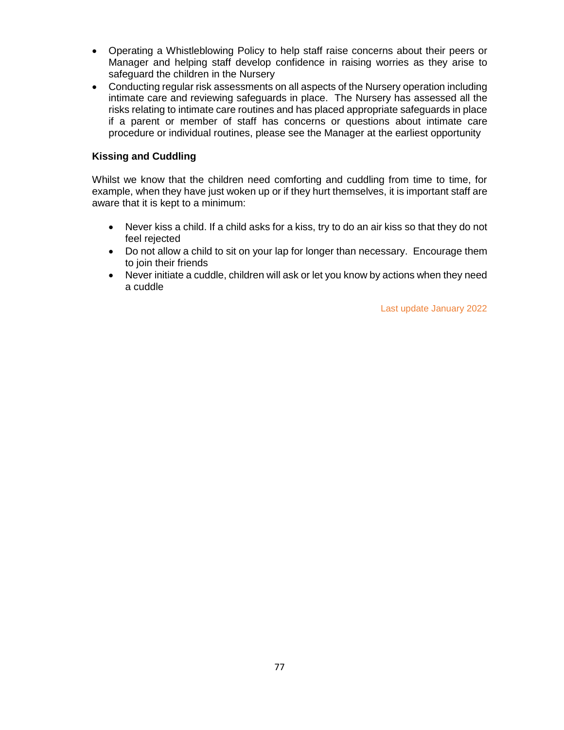- Operating a Whistleblowing Policy to help staff raise concerns about their peers or Manager and helping staff develop confidence in raising worries as they arise to safeguard the children in the Nursery
- Conducting regular risk assessments on all aspects of the Nursery operation including intimate care and reviewing safeguards in place. The Nursery has assessed all the risks relating to intimate care routines and has placed appropriate safeguards in place if a parent or member of staff has concerns or questions about intimate care procedure or individual routines, please see the Manager at the earliest opportunity

**Kissing and Cuddling**

Whilst we know that the children need comforting and cuddling from time to time, for example, when they have just woken up or if they hurt themselves, it is important staff are aware that it is kept to a minimum:

- Never kiss a child. If a child asks for a kiss, try to do an air kiss so that they do not feel rejected
- Do not allow a child to sit on your lap for longer than necessary. Encourage them to join their friends
- Never initiate a cuddle, children will ask or let you know by actions when they need a cuddle

Last update January 2022